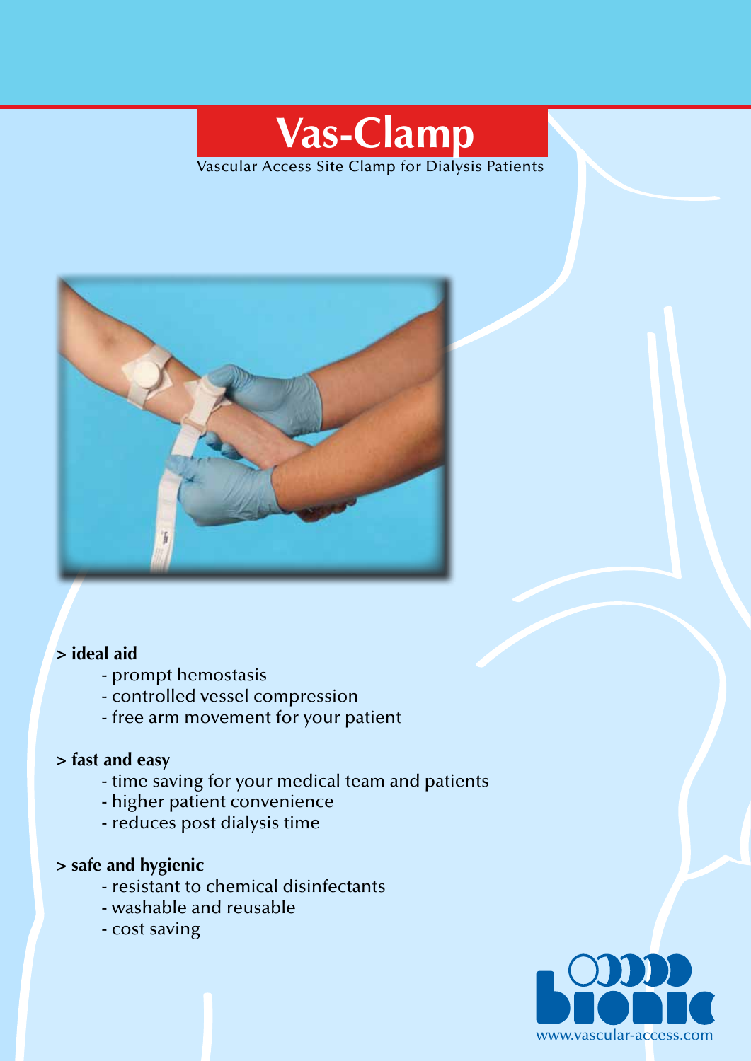# Vas-Clamp

Vascular Access Site Clamp for Dialysis Patients

**> ideal aid**

- prompt hemostasis
- controlled vessel compression
- free arm movement for your patient

**> fast and easy**

- time saving for your medical team and patients
- higher patient convenience
- reduces post dialysis time

**> safe and hygienic**

- resistant to chemical disinfectants
- washable and reusable
- cost saving

bionic

www.vascular-access.com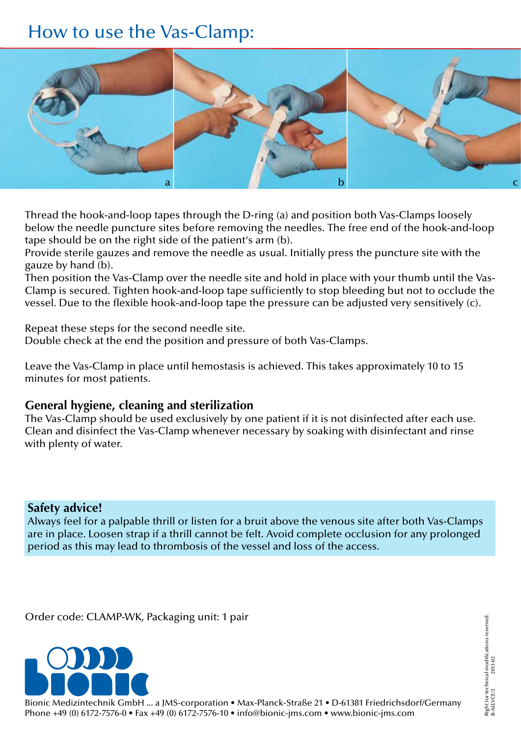# How to use the Vas-Clamp:

Thread the hook-and-loop tapes through the D-ring (a) and position both Vas-Clamps loosely below the needle puncture sites before removing the needles. The free end of the hook-and-loop tape should be on the right side of the patient's arm (b).
Provide sterile gauzes and remove the needle as usual. Initially press the puncture site with the gauze by hand (b).
Then position the Vas-Clamp over the needle site and hold in place with your thumb until the Vas-Clamp is secured. Tighten hook-and-loop tape sufficiently to stop bleeding but not to occlude the vessel. Due to the flexible hook-and-loop tape the pressure can be adjusted very sensitively (c).

Repeat these steps for the second needle site.
Double check at the end the position and pressure of both Vas-Clamps.

Leave the Vas-Clamp in place until hemostasis is achieved. This takes approximately 10 to 15 minutes for most patients.

## General hygiene, cleaning and sterilization

The Vas-Clamp should be used exclusively by one patient if it is not disinfected after each use. Clean and disinfect the Vas-Clamp whenever necessary by soaking with disinfectant and rinse with plenty of water.

**Safety advice!**
Always feel for a palpable thrill or listen for a bruit above the venous site after both Vas-Clamps are in place. Loosen strap if a thrill cannot be felt. Avoid complete occlusion for any prolonged period as this may lead to thrombosis of the vessel and loss of the access.

Order code: CLAMP-WK, Packaging unit: 1 pair

Bionic Medizintechnik GmbH ... a JMS-corporation • Max-Planck-Straße 21 • D-61381 Friedrichsdorf/Germany
Phone +49 (0) 6172-7576-0 • Fax +49 (0) 6172-7576-10 • info@bionic-jms.com • www.bionic-jms.com

Right for technical modifications reserved.
B-ALLVCE/2 2013-02